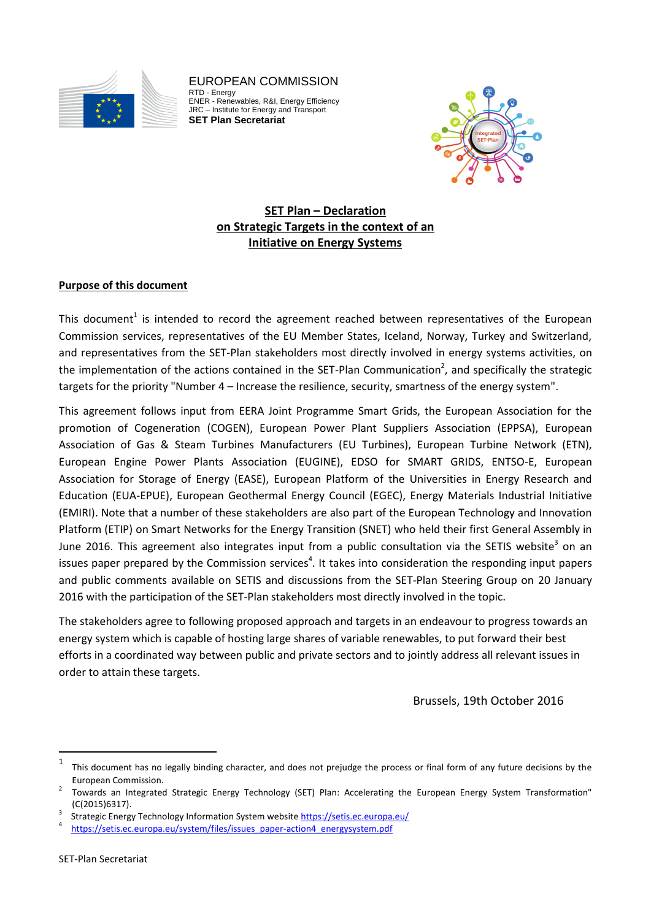EUROPEAN COMMISSION
RTD - Energy
ENER - Renewables, R&I, Energy Efficiency
JRC – Institute for Energy and Transport
**SET Plan Secretariat**

# SET Plan – Declaration on Strategic Targets in the context of an Initiative on Energy Systems

## Purpose of this document

This document[1] is intended to record the agreement reached between representatives of the European Commission services, representatives of the EU Member States, Iceland, Norway, Turkey and Switzerland, and representatives from the SET-Plan stakeholders most directly involved in energy systems activities, on the implementation of the actions contained in the SET-Plan Communication[2], and specifically the strategic targets for the priority "Number 4 – Increase the resilience, security, smartness of the energy system".

This agreement follows input from EERA Joint Programme Smart Grids, the European Association for the promotion of Cogeneration (COGEN), European Power Plant Suppliers Association (EPPSA), European Association of Gas & Steam Turbines Manufacturers (EU Turbines), European Turbine Network (ETN), European Engine Power Plants Association (EUGINE), EDSO for SMART GRIDS, ENTSO-E, European Association for Storage of Energy (EASE), European Platform of the Universities in Energy Research and Education (EUA-EPUE), European Geothermal Energy Council (EGEC), Energy Materials Industrial Initiative (EMIRI). Note that a number of these stakeholders are also part of the European Technology and Innovation Platform (ETIP) on Smart Networks for the Energy Transition (SNET) who held their first General Assembly in June 2016. This agreement also integrates input from a public consultation via the SETIS website[3] on an issues paper prepared by the Commission services[4]. It takes into consideration the responding input papers and public comments available on SETIS and discussions from the SET-Plan Steering Group on 20 January 2016 with the participation of the SET-Plan stakeholders most directly involved in the topic.

The stakeholders agree to following proposed approach and targets in an endeavour to progress towards an energy system which is capable of hosting large shares of variable renewables, to put forward their best efforts in a coordinated way between public and private sectors and to jointly address all relevant issues in order to attain these targets.

Brussels, 19th October 2016

---

[1] This document has no legally binding character, and does not prejudge the process or final form of any future decisions by the European Commission.

[2] Towards an Integrated Strategic Energy Technology (SET) Plan: Accelerating the European Energy System Transformation" (C(2015)6317).

[3] Strategic Energy Technology Information System website https://setis.ec.europa.eu/

[4] https://setis.ec.europa.eu/system/files/issues_paper-action4_energysystem.pdf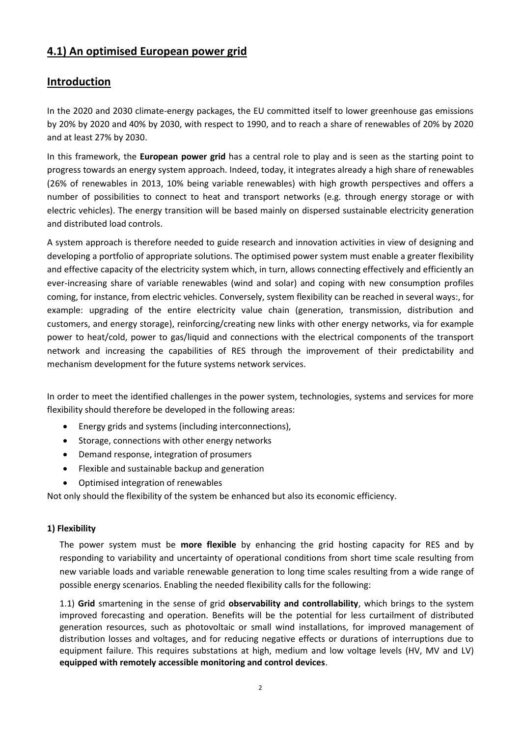## 4.1) An optimised European power grid

## Introduction

In the 2020 and 2030 climate-energy packages, the EU committed itself to lower greenhouse gas emissions by 20% by 2020 and 40% by 2030, with respect to 1990, and to reach a share of renewables of 20% by 2020 and at least 27% by 2030.

In this framework, the **European power grid** has a central role to play and is seen as the starting point to progress towards an energy system approach. Indeed, today, it integrates already a high share of renewables (26% of renewables in 2013, 10% being variable renewables) with high growth perspectives and offers a number of possibilities to connect to heat and transport networks (e.g. through energy storage or with electric vehicles). The energy transition will be based mainly on dispersed sustainable electricity generation and distributed load controls.

A system approach is therefore needed to guide research and innovation activities in view of designing and developing a portfolio of appropriate solutions. The optimised power system must enable a greater flexibility and effective capacity of the electricity system which, in turn, allows connecting effectively and efficiently an ever-increasing share of variable renewables (wind and solar) and coping with new consumption profiles coming, for instance, from electric vehicles. Conversely, system flexibility can be reached in several ways:, for example: upgrading of the entire electricity value chain (generation, transmission, distribution and customers, and energy storage), reinforcing/creating new links with other energy networks, via for example power to heat/cold, power to gas/liquid and connections with the electrical components of the transport network and increasing the capabilities of RES through the improvement of their predictability and mechanism development for the future systems network services.

In order to meet the identified challenges in the power system, technologies, systems and services for more flexibility should therefore be developed in the following areas:

- Energy grids and systems (including interconnections),
- Storage, connections with other energy networks
- Demand response, integration of prosumers
- Flexible and sustainable backup and generation
- Optimised integration of renewables

Not only should the flexibility of the system be enhanced but also its economic efficiency.

#### 1) Flexibility

The power system must be **more flexible** by enhancing the grid hosting capacity for RES and by responding to variability and uncertainty of operational conditions from short time scale resulting from new variable loads and variable renewable generation to long time scales resulting from a wide range of possible energy scenarios. Enabling the needed flexibility calls for the following:

1.1) **Grid** smartening in the sense of grid **observability and controllability**, which brings to the system improved forecasting and operation. Benefits will be the potential for less curtailment of distributed generation resources, such as photovoltaic or small wind installations, for improved management of distribution losses and voltages, and for reducing negative effects or durations of interruptions due to equipment failure. This requires substations at high, medium and low voltage levels (HV, MV and LV) **equipped with remotely accessible monitoring and control devices**.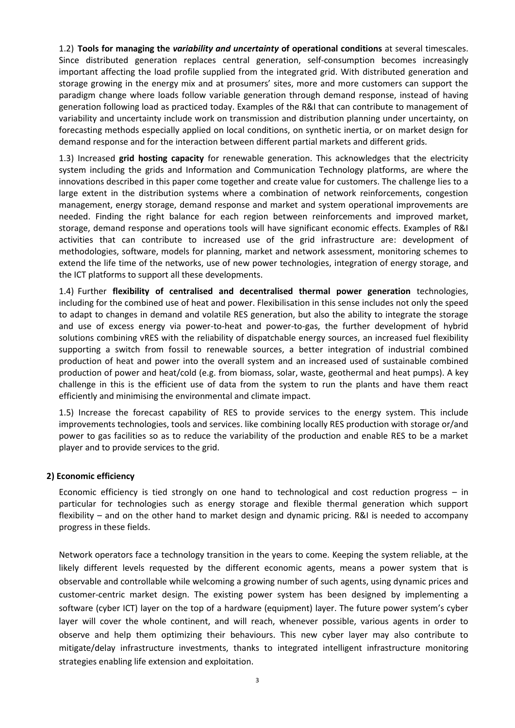1.2) **Tools for managing the *variability and uncertainty* of operational conditions** at several timescales. Since distributed generation replaces central generation, self-consumption becomes increasingly important affecting the load profile supplied from the integrated grid. With distributed generation and storage growing in the energy mix and at prosumers' sites, more and more customers can support the paradigm change where loads follow variable generation through demand response, instead of having generation following load as practiced today. Examples of the R&I that can contribute to management of variability and uncertainty include work on transmission and distribution planning under uncertainty, on forecasting methods especially applied on local conditions, on synthetic inertia, or on market design for demand response and for the interaction between different partial markets and different grids.

1.3) Increased **grid hosting capacity** for renewable generation. This acknowledges that the electricity system including the grids and Information and Communication Technology platforms, are where the innovations described in this paper come together and create value for customers. The challenge lies to a large extent in the distribution systems where a combination of network reinforcements, congestion management, energy storage, demand response and market and system operational improvements are needed. Finding the right balance for each region between reinforcements and improved market, storage, demand response and operations tools will have significant economic effects. Examples of R&I activities that can contribute to increased use of the grid infrastructure are: development of methodologies, software, models for planning, market and network assessment, monitoring schemes to extend the life time of the networks, use of new power technologies, integration of energy storage, and the ICT platforms to support all these developments.

1.4) Further **flexibility of centralised and decentralised thermal power generation** technologies, including for the combined use of heat and power. Flexibilisation in this sense includes not only the speed to adapt to changes in demand and volatile RES generation, but also the ability to integrate the storage and use of excess energy via power-to-heat and power-to-gas, the further development of hybrid solutions combining vRES with the reliability of dispatchable energy sources, an increased fuel flexibility supporting a switch from fossil to renewable sources, a better integration of industrial combined production of heat and power into the overall system and an increased used of sustainable combined production of power and heat/cold (e.g. from biomass, solar, waste, geothermal and heat pumps). A key challenge in this is the efficient use of data from the system to run the plants and have them react efficiently and minimising the environmental and climate impact.

1.5) Increase the forecast capability of RES to provide services to the energy system. This include improvements technologies, tools and services. like combining locally RES production with storage or/and power to gas facilities so as to reduce the variability of the production and enable RES to be a market player and to provide services to the grid.

**2) Economic efficiency**

Economic efficiency is tied strongly on one hand to technological and cost reduction progress – in particular for technologies such as energy storage and flexible thermal generation which support flexibility – and on the other hand to market design and dynamic pricing. R&I is needed to accompany progress in these fields.

Network operators face a technology transition in the years to come. Keeping the system reliable, at the likely different levels requested by the different economic agents, means a power system that is observable and controllable while welcoming a growing number of such agents, using dynamic prices and customer-centric market design. The existing power system has been designed by implementing a software (cyber ICT) layer on the top of a hardware (equipment) layer. The future power system's cyber layer will cover the whole continent, and will reach, whenever possible, various agents in order to observe and help them optimizing their behaviours. This new cyber layer may also contribute to mitigate/delay infrastructure investments, thanks to integrated intelligent infrastructure monitoring strategies enabling life extension and exploitation.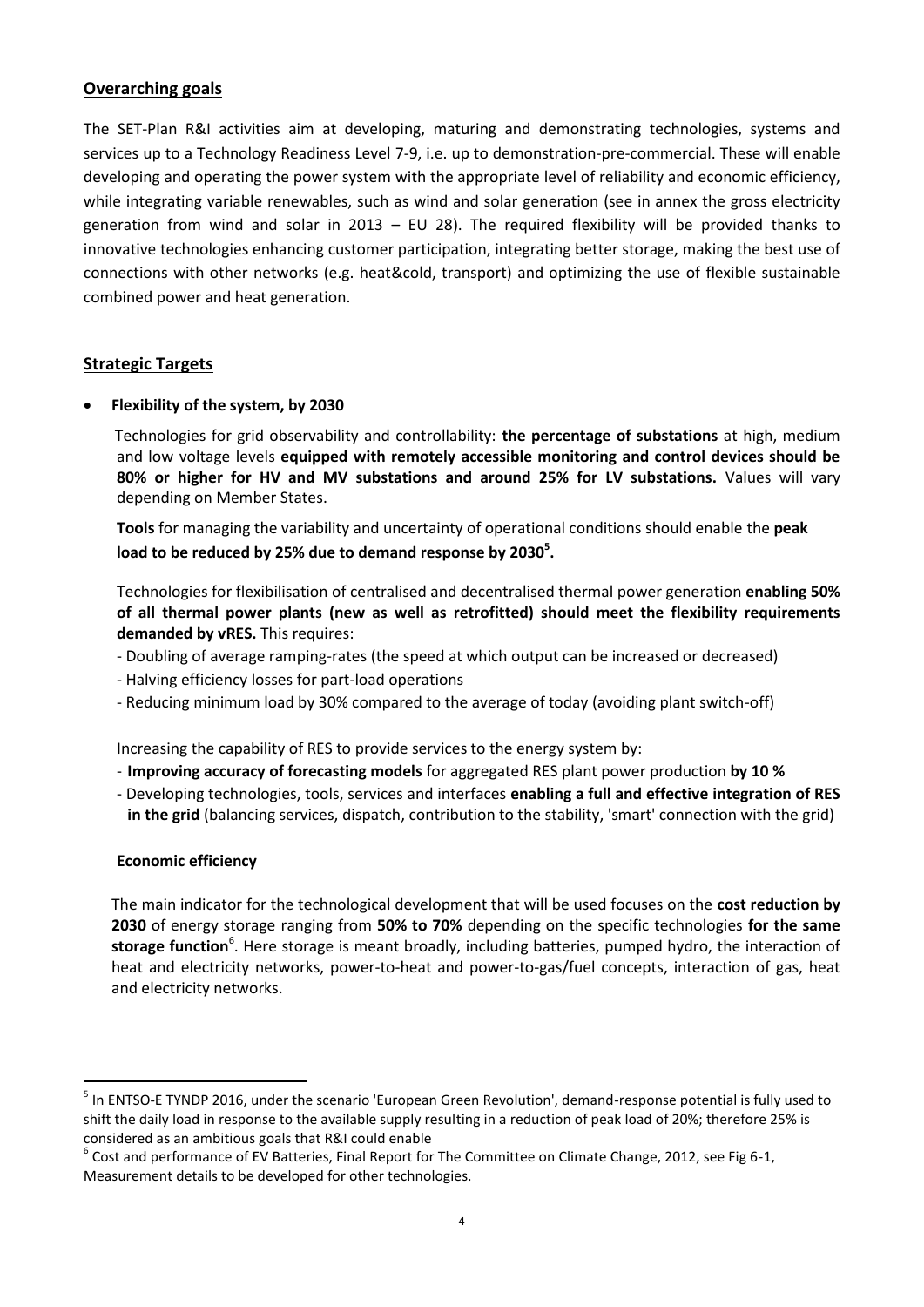## Overarching goals

The SET-Plan R&I activities aim at developing, maturing and demonstrating technologies, systems and services up to a Technology Readiness Level 7-9, i.e. up to demonstration-pre-commercial. These will enable developing and operating the power system with the appropriate level of reliability and economic efficiency, while integrating variable renewables, such as wind and solar generation (see in annex the gross electricity generation from wind and solar in 2013 – EU 28). The required flexibility will be provided thanks to innovative technologies enhancing customer participation, integrating better storage, making the best use of connections with other networks (e.g. heat&cold, transport) and optimizing the use of flexible sustainable combined power and heat generation.

## Strategic Targets

- **Flexibility of the system, by 2030**

  Technologies for grid observability and controllability: **the percentage of substations** at high, medium and low voltage levels **equipped with remotely accessible monitoring and control devices should be 80% or higher for HV and MV substations and around 25% for LV substations.** Values will vary depending on Member States.

  **Tools** for managing the variability and uncertainty of operational conditions should enable the **peak load to be reduced by 25% due to demand response by 2030**[5]**.**

  Technologies for flexibilisation of centralised and decentralised thermal power generation **enabling 50% of all thermal power plants (new as well as retrofitted) should meet the flexibility requirements demanded by vRES.** This requires:

  - Doubling of average ramping-rates (the speed at which output can be increased or decreased)
  - Halving efficiency losses for part-load operations
  - Reducing minimum load by 30% compared to the average of today (avoiding plant switch-off)

  Increasing the capability of RES to provide services to the energy system by:

  - **Improving accuracy of forecasting models** for aggregated RES plant power production **by 10 %**
  - Developing technologies, tools, services and interfaces **enabling a full and effective integration of RES in the grid** (balancing services, dispatch, contribution to the stability, 'smart' connection with the grid)

  **Economic efficiency**

  The main indicator for the technological development that will be used focuses on the **cost reduction by 2030** of energy storage ranging from **50% to 70%** depending on the specific technologies **for the same storage function**[6]. Here storage is meant broadly, including batteries, pumped hydro, the interaction of heat and electricity networks, power-to-heat and power-to-gas/fuel concepts, interaction of gas, heat and electricity networks.

---

[5] In ENTSO-E TYNDP 2016, under the scenario 'European Green Revolution', demand-response potential is fully used to shift the daily load in response to the available supply resulting in a reduction of peak load of 20%; therefore 25% is considered as an ambitious goals that R&I could enable

[6] Cost and performance of EV Batteries, Final Report for The Committee on Climate Change, 2012, see Fig 6-1, Measurement details to be developed for other technologies.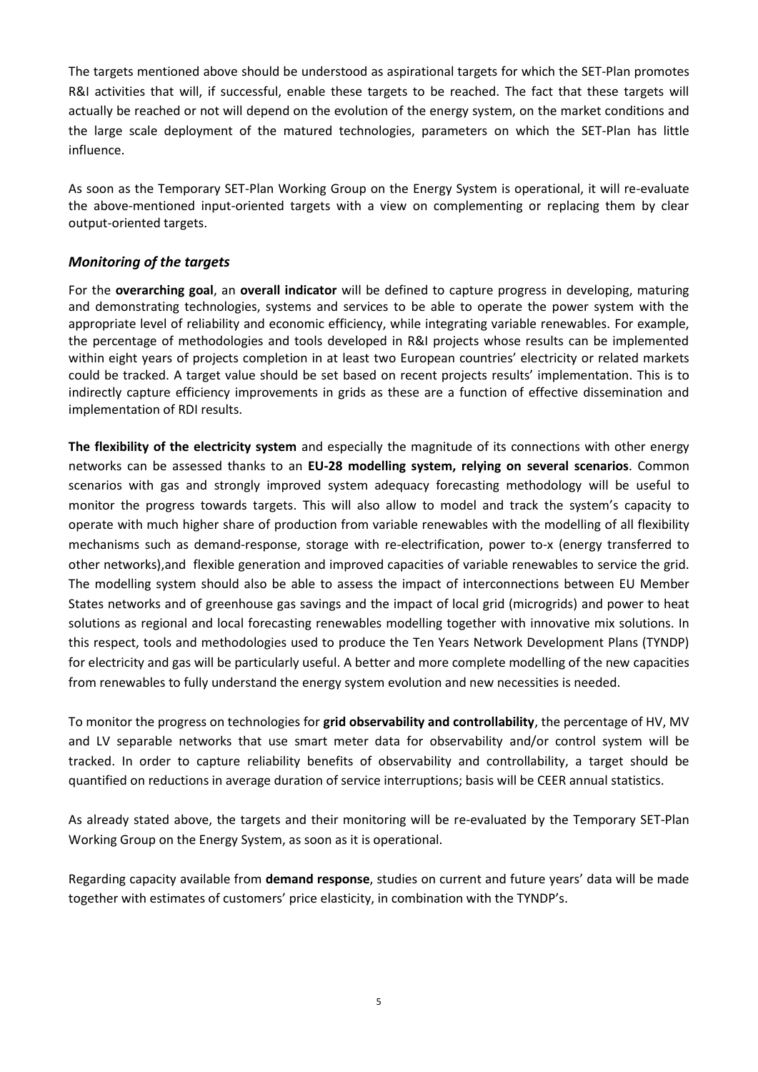The targets mentioned above should be understood as aspirational targets for which the SET-Plan promotes R&I activities that will, if successful, enable these targets to be reached. The fact that these targets will actually be reached or not will depend on the evolution of the energy system, on the market conditions and the large scale deployment of the matured technologies, parameters on which the SET-Plan has little influence.

As soon as the Temporary SET-Plan Working Group on the Energy System is operational, it will re-evaluate the above-mentioned input-oriented targets with a view on complementing or replacing them by clear output-oriented targets.

### *Monitoring of the targets*

For the **overarching goal**, an **overall indicator** will be defined to capture progress in developing, maturing and demonstrating technologies, systems and services to be able to operate the power system with the appropriate level of reliability and economic efficiency, while integrating variable renewables. For example, the percentage of methodologies and tools developed in R&I projects whose results can be implemented within eight years of projects completion in at least two European countries' electricity or related markets could be tracked. A target value should be set based on recent projects results' implementation. This is to indirectly capture efficiency improvements in grids as these are a function of effective dissemination and implementation of RDI results.

**The flexibility of the electricity system** and especially the magnitude of its connections with other energy networks can be assessed thanks to an **EU-28 modelling system, relying on several scenarios**. Common scenarios with gas and strongly improved system adequacy forecasting methodology will be useful to monitor the progress towards targets. This will also allow to model and track the system's capacity to operate with much higher share of production from variable renewables with the modelling of all flexibility mechanisms such as demand-response, storage with re-electrification, power to-x (energy transferred to other networks),and flexible generation and improved capacities of variable renewables to service the grid. The modelling system should also be able to assess the impact of interconnections between EU Member States networks and of greenhouse gas savings and the impact of local grid (microgrids) and power to heat solutions as regional and local forecasting renewables modelling together with innovative mix solutions. In this respect, tools and methodologies used to produce the Ten Years Network Development Plans (TYNDP) for electricity and gas will be particularly useful. A better and more complete modelling of the new capacities from renewables to fully understand the energy system evolution and new necessities is needed.

To monitor the progress on technologies for **grid observability and controllability**, the percentage of HV, MV and LV separable networks that use smart meter data for observability and/or control system will be tracked. In order to capture reliability benefits of observability and controllability, a target should be quantified on reductions in average duration of service interruptions; basis will be CEER annual statistics.

As already stated above, the targets and their monitoring will be re-evaluated by the Temporary SET-Plan Working Group on the Energy System, as soon as it is operational.

Regarding capacity available from **demand response**, studies on current and future years' data will be made together with estimates of customers' price elasticity, in combination with the TYNDP's.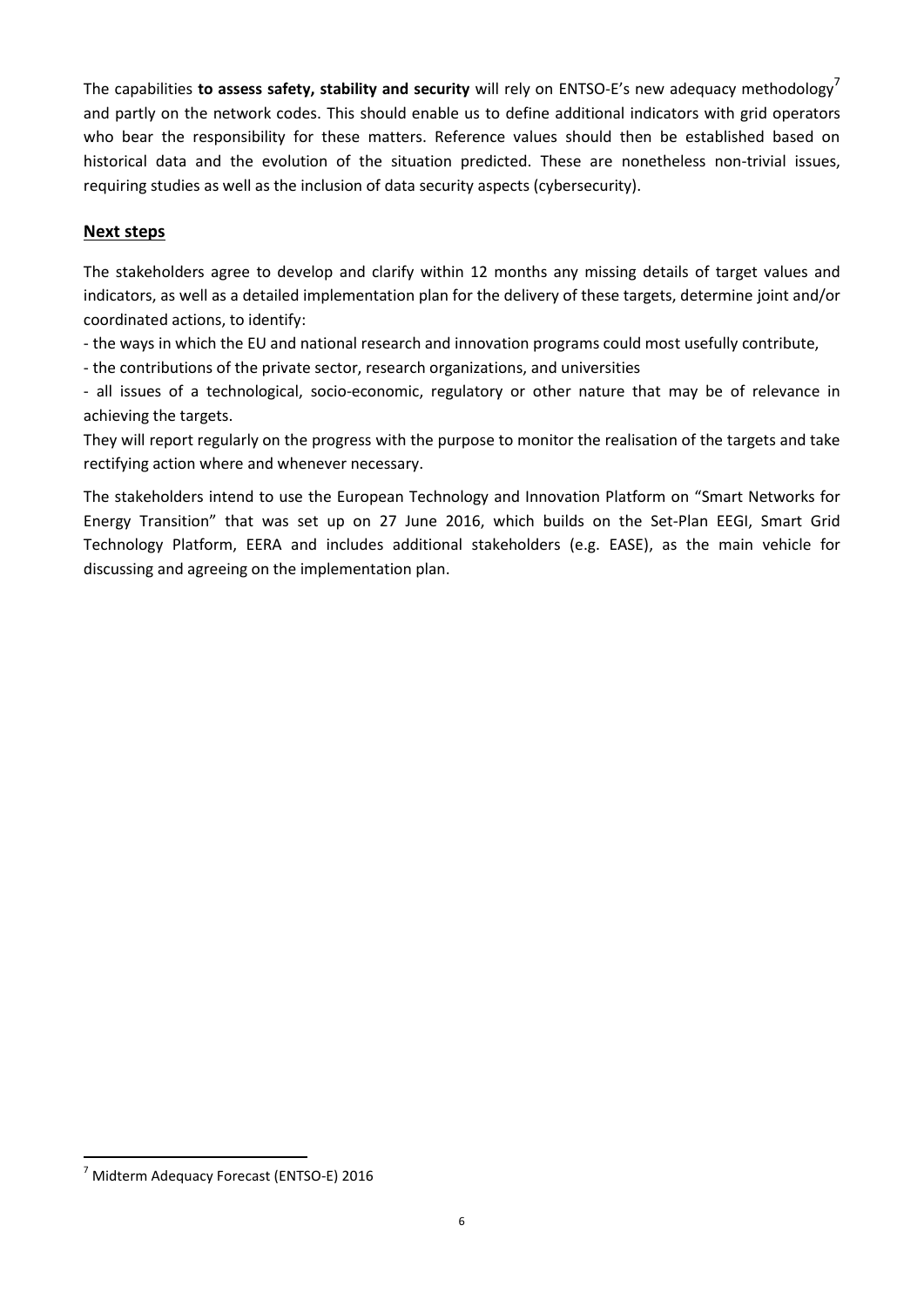The capabilities **to assess safety, stability and security** will rely on ENTSO-E's new adequacy methodology[7] and partly on the network codes. This should enable us to define additional indicators with grid operators who bear the responsibility for these matters. Reference values should then be established based on historical data and the evolution of the situation predicted. These are nonetheless non-trivial issues, requiring studies as well as the inclusion of data security aspects (cybersecurity).

## Next steps

The stakeholders agree to develop and clarify within 12 months any missing details of target values and indicators, as well as a detailed implementation plan for the delivery of these targets, determine joint and/or coordinated actions, to identify:

- the ways in which the EU and national research and innovation programs could most usefully contribute,
- the contributions of the private sector, research organizations, and universities
- all issues of a technological, socio-economic, regulatory or other nature that may be of relevance in achieving the targets.

They will report regularly on the progress with the purpose to monitor the realisation of the targets and take rectifying action where and whenever necessary.

The stakeholders intend to use the European Technology and Innovation Platform on "Smart Networks for Energy Transition" that was set up on 27 June 2016, which builds on the Set-Plan EEGI, Smart Grid Technology Platform, EERA and includes additional stakeholders (e.g. EASE), as the main vehicle for discussing and agreeing on the implementation plan.

[7] Midterm Adequacy Forecast (ENTSO-E) 2016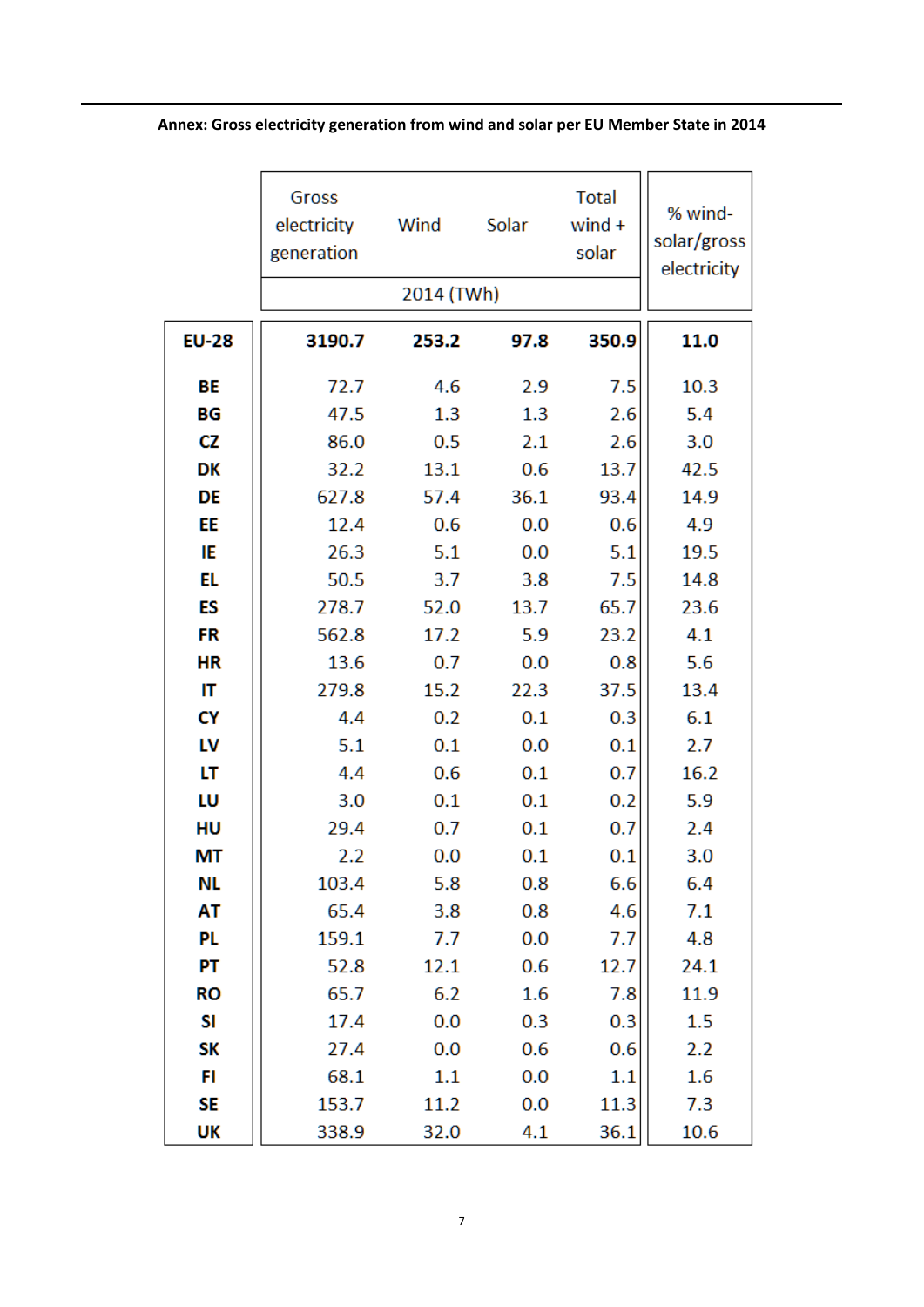**Annex: Gross electricity generation from wind and solar per EU Member State in 2014**

| | Gross electricity generation | Wind | Solar | Total wind + solar | % wind-solar/gross electricity |
|---|---|---|---|---|---|
| | 2014 (TWh) | | | | |
| **EU-28** | **3190.7** | **253.2** | **97.8** | **350.9** | **11.0** |
| **BE** | 72.7 | 4.6 | 2.9 | 7.5 | 10.3 |
| **BG** | 47.5 | 1.3 | 1.3 | 2.6 | 5.4 |
| **CZ** | 86.0 | 0.5 | 2.1 | 2.6 | 3.0 |
| **DK** | 32.2 | 13.1 | 0.6 | 13.7 | 42.5 |
| **DE** | 627.8 | 57.4 | 36.1 | 93.4 | 14.9 |
| **EE** | 12.4 | 0.6 | 0.0 | 0.6 | 4.9 |
| **IE** | 26.3 | 5.1 | 0.0 | 5.1 | 19.5 |
| **EL** | 50.5 | 3.7 | 3.8 | 7.5 | 14.8 |
| **ES** | 278.7 | 52.0 | 13.7 | 65.7 | 23.6 |
| **FR** | 562.8 | 17.2 | 5.9 | 23.2 | 4.1 |
| **HR** | 13.6 | 0.7 | 0.0 | 0.8 | 5.6 |
| **IT** | 279.8 | 15.2 | 22.3 | 37.5 | 13.4 |
| **CY** | 4.4 | 0.2 | 0.1 | 0.3 | 6.1 |
| **LV** | 5.1 | 0.1 | 0.0 | 0.1 | 2.7 |
| **LT** | 4.4 | 0.6 | 0.1 | 0.7 | 16.2 |
| **LU** | 3.0 | 0.1 | 0.1 | 0.2 | 5.9 |
| **HU** | 29.4 | 0.7 | 0.1 | 0.7 | 2.4 |
| **MT** | 2.2 | 0.0 | 0.1 | 0.1 | 3.0 |
| **NL** | 103.4 | 5.8 | 0.8 | 6.6 | 6.4 |
| **AT** | 65.4 | 3.8 | 0.8 | 4.6 | 7.1 |
| **PL** | 159.1 | 7.7 | 0.0 | 7.7 | 4.8 |
| **PT** | 52.8 | 12.1 | 0.6 | 12.7 | 24.1 |
| **RO** | 65.7 | 6.2 | 1.6 | 7.8 | 11.9 |
| **SI** | 17.4 | 0.0 | 0.3 | 0.3 | 1.5 |
| **SK** | 27.4 | 0.0 | 0.6 | 0.6 | 2.2 |
| **FI** | 68.1 | 1.1 | 0.0 | 1.1 | 1.6 |
| **SE** | 153.7 | 11.2 | 0.0 | 11.3 | 7.3 |
| **UK** | 338.9 | 32.0 | 4.1 | 36.1 | 10.6 |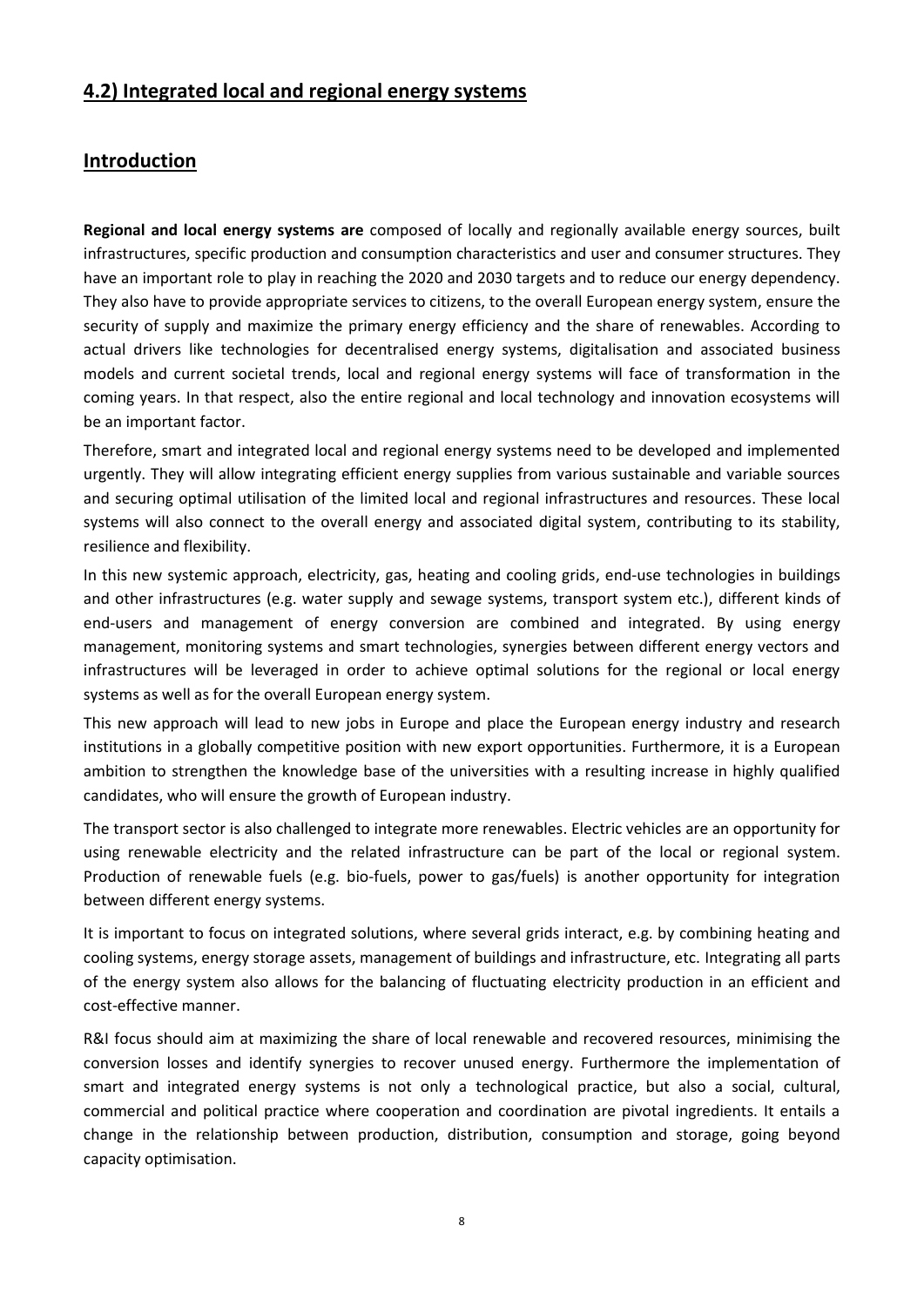## 4.2) Integrated local and regional energy systems

## Introduction

**Regional and local energy systems are** composed of locally and regionally available energy sources, built infrastructures, specific production and consumption characteristics and user and consumer structures. They have an important role to play in reaching the 2020 and 2030 targets and to reduce our energy dependency. They also have to provide appropriate services to citizens, to the overall European energy system, ensure the security of supply and maximize the primary energy efficiency and the share of renewables. According to actual drivers like technologies for decentralised energy systems, digitalisation and associated business models and current societal trends, local and regional energy systems will face of transformation in the coming years. In that respect, also the entire regional and local technology and innovation ecosystems will be an important factor.

Therefore, smart and integrated local and regional energy systems need to be developed and implemented urgently. They will allow integrating efficient energy supplies from various sustainable and variable sources and securing optimal utilisation of the limited local and regional infrastructures and resources. These local systems will also connect to the overall energy and associated digital system, contributing to its stability, resilience and flexibility.

In this new systemic approach, electricity, gas, heating and cooling grids, end-use technologies in buildings and other infrastructures (e.g. water supply and sewage systems, transport system etc.), different kinds of end-users and management of energy conversion are combined and integrated. By using energy management, monitoring systems and smart technologies, synergies between different energy vectors and infrastructures will be leveraged in order to achieve optimal solutions for the regional or local energy systems as well as for the overall European energy system.

This new approach will lead to new jobs in Europe and place the European energy industry and research institutions in a globally competitive position with new export opportunities. Furthermore, it is a European ambition to strengthen the knowledge base of the universities with a resulting increase in highly qualified candidates, who will ensure the growth of European industry.

The transport sector is also challenged to integrate more renewables. Electric vehicles are an opportunity for using renewable electricity and the related infrastructure can be part of the local or regional system. Production of renewable fuels (e.g. bio-fuels, power to gas/fuels) is another opportunity for integration between different energy systems.

It is important to focus on integrated solutions, where several grids interact, e.g. by combining heating and cooling systems, energy storage assets, management of buildings and infrastructure, etc. Integrating all parts of the energy system also allows for the balancing of fluctuating electricity production in an efficient and cost-effective manner.

R&I focus should aim at maximizing the share of local renewable and recovered resources, minimising the conversion losses and identify synergies to recover unused energy. Furthermore the implementation of smart and integrated energy systems is not only a technological practice, but also a social, cultural, commercial and political practice where cooperation and coordination are pivotal ingredients. It entails a change in the relationship between production, distribution, consumption and storage, going beyond capacity optimisation.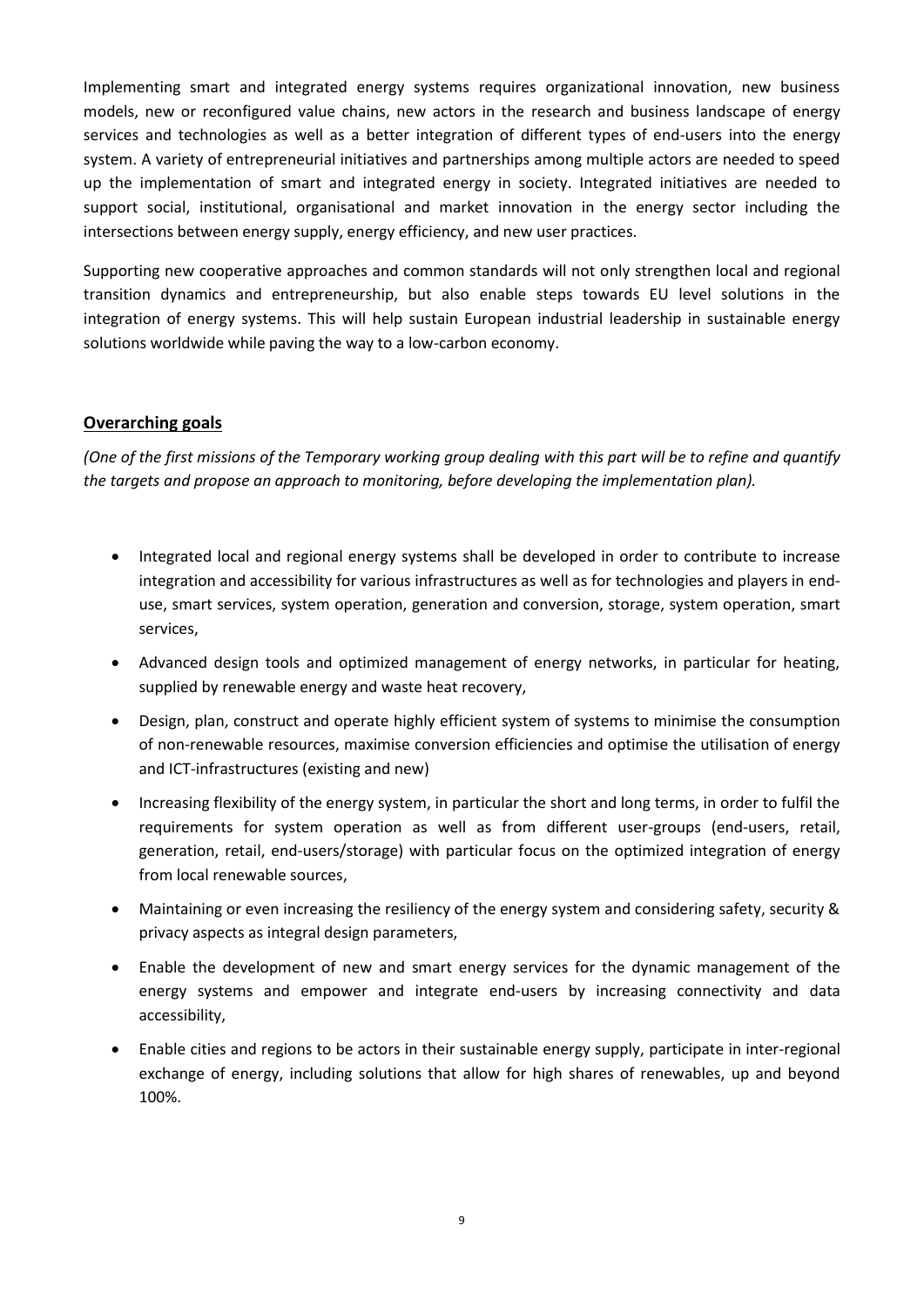Implementing smart and integrated energy systems requires organizational innovation, new business models, new or reconfigured value chains, new actors in the research and business landscape of energy services and technologies as well as a better integration of different types of end-users into the energy system. A variety of entrepreneurial initiatives and partnerships among multiple actors are needed to speed up the implementation of smart and integrated energy in society. Integrated initiatives are needed to support social, institutional, organisational and market innovation in the energy sector including the intersections between energy supply, energy efficiency, and new user practices.

Supporting new cooperative approaches and common standards will not only strengthen local and regional transition dynamics and entrepreneurship, but also enable steps towards EU level solutions in the integration of energy systems. This will help sustain European industrial leadership in sustainable energy solutions worldwide while paving the way to a low-carbon economy.

## Overarching goals

*(One of the first missions of the Temporary working group dealing with this part will be to refine and quantify the targets and propose an approach to monitoring, before developing the implementation plan).*

- Integrated local and regional energy systems shall be developed in order to contribute to increase integration and accessibility for various infrastructures as well as for technologies and players in end-use, smart services, system operation, generation and conversion, storage, system operation, smart services,
- Advanced design tools and optimized management of energy networks, in particular for heating, supplied by renewable energy and waste heat recovery,
- Design, plan, construct and operate highly efficient system of systems to minimise the consumption of non-renewable resources, maximise conversion efficiencies and optimise the utilisation of energy and ICT-infrastructures (existing and new)
- Increasing flexibility of the energy system, in particular the short and long terms, in order to fulfil the requirements for system operation as well as from different user-groups (end-users, retail, generation, retail, end-users/storage) with particular focus on the optimized integration of energy from local renewable sources,
- Maintaining or even increasing the resiliency of the energy system and considering safety, security & privacy aspects as integral design parameters,
- Enable the development of new and smart energy services for the dynamic management of the energy systems and empower and integrate end-users by increasing connectivity and data accessibility,
- Enable cities and regions to be actors in their sustainable energy supply, participate in inter-regional exchange of energy, including solutions that allow for high shares of renewables, up and beyond 100%.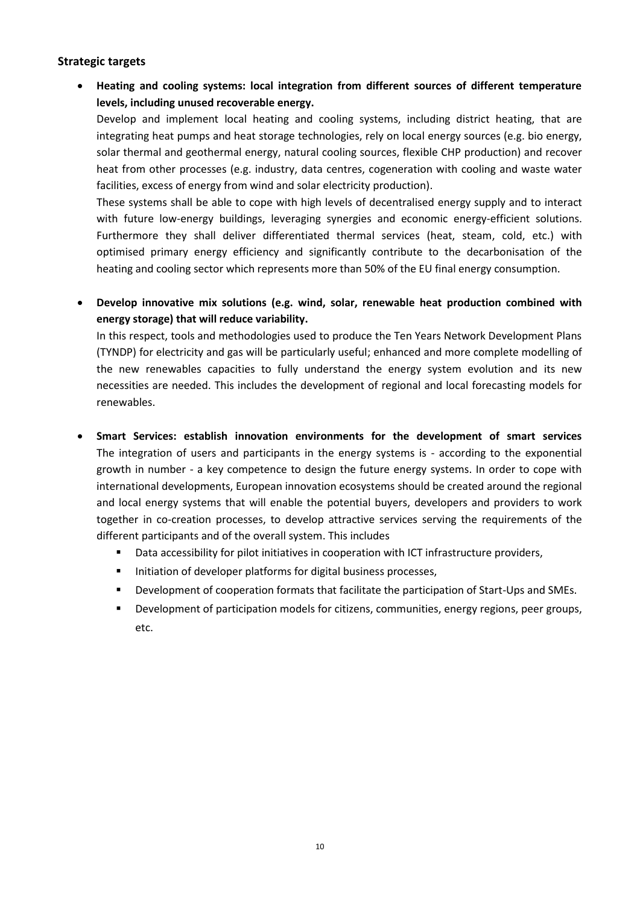### Strategic targets

- **Heating and cooling systems: local integration from different sources of different temperature levels, including unused recoverable energy.**

  Develop and implement local heating and cooling systems, including district heating, that are integrating heat pumps and heat storage technologies, rely on local energy sources (e.g. bio energy, solar thermal and geothermal energy, natural cooling sources, flexible CHP production) and recover heat from other processes (e.g. industry, data centres, cogeneration with cooling and waste water facilities, excess of energy from wind and solar electricity production).

  These systems shall be able to cope with high levels of decentralised energy supply and to interact with future low-energy buildings, leveraging synergies and economic energy-efficient solutions. Furthermore they shall deliver differentiated thermal services (heat, steam, cold, etc.) with optimised primary energy efficiency and significantly contribute to the decarbonisation of the heating and cooling sector which represents more than 50% of the EU final energy consumption.

- **Develop innovative mix solutions (e.g. wind, solar, renewable heat production combined with energy storage) that will reduce variability.**

  In this respect, tools and methodologies used to produce the Ten Years Network Development Plans (TYNDP) for electricity and gas will be particularly useful; enhanced and more complete modelling of the new renewables capacities to fully understand the energy system evolution and its new necessities are needed. This includes the development of regional and local forecasting models for renewables.

- **Smart Services: establish innovation environments for the development of smart services** The integration of users and participants in the energy systems is - according to the exponential growth in number - a key competence to design the future energy systems. In order to cope with international developments, European innovation ecosystems should be created around the regional and local energy systems that will enable the potential buyers, developers and providers to work together in co-creation processes, to develop attractive services serving the requirements of the different participants and of the overall system. This includes
  - Data accessibility for pilot initiatives in cooperation with ICT infrastructure providers,
  - Initiation of developer platforms for digital business processes,
  - Development of cooperation formats that facilitate the participation of Start-Ups and SMEs.
  - Development of participation models for citizens, communities, energy regions, peer groups, etc.